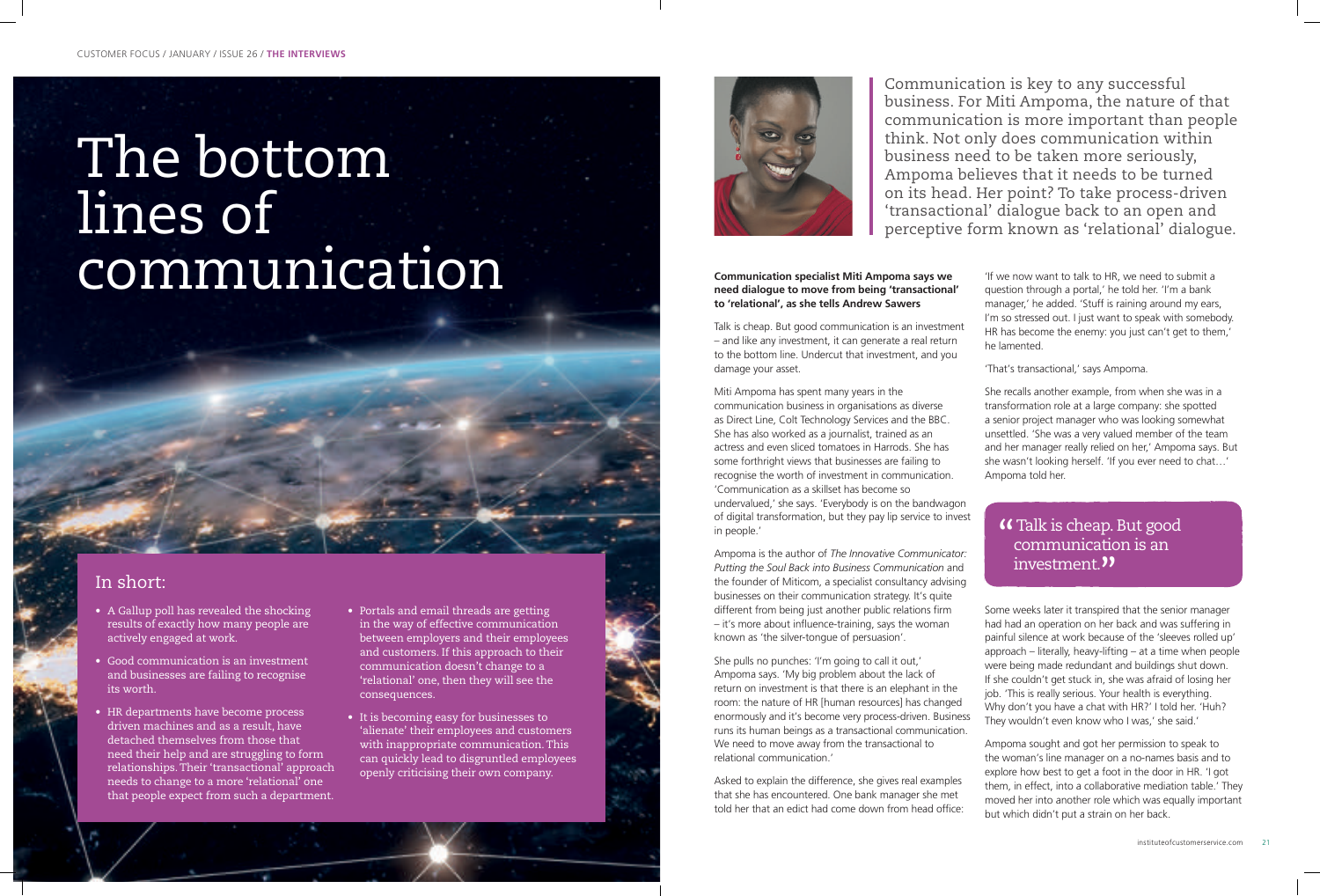# The bottom lines of communication

Communication is key to any successful business. For Miti Ampoma, the nature of that communication is more important than people think. Not only does communication within business need to be taken more seriously, Ampoma believes that it needs to be turned on its head. Her point? To take process-driven 'transactional' dialogue back to an open and perceptive form known as 'relational' dialogue.

## In short:

- A Gallup poll has revealed the shocking results of exactly how many people are actively engaged at work.
- Good communication is an investment and businesses are failing to recognise its worth.
- HR departments have become process driven machines and as a result, have detached themselves from those that need their help and are struggling to form relationships. Their 'transactional' approach needs to change to a more 'relational' one that people expect from such a department.
- Portals and email threads are getting in the way of effective communication between employers and their employees and customers. If this approach to their communication doesn't change to a 'relational' one, then they will see the consequences.
- It is becoming easy for businesses to 'alienate' their employees and customers with inappropriate communication. This can quickly lead to disgruntled employees openly criticising their own company.

**Communication specialist Miti Ampoma says we need dialogue to move from being 'transactional' to 'relational', as she tells Andrew Sawers**

Talk is cheap. But good communication is an investment – and like any investment, it can generate a real return to the bottom line. Undercut that investment, and you damage your asset.

Miti Ampoma has spent many years in the communication business in organisations as diverse as Direct Line, Colt Technology Services and the BBC. She has also worked as a journalist, trained as an actress and even sliced tomatoes in Harrods. She has some forthright views that businesses are failing to recognise the worth of investment in communication. 'Communication as a skillset has become so undervalued,' she says. 'Everybody is on the bandwagon of digital transformation, but they pay lip service to invest in people.'

Ampoma is the author of *The Innovative Communicator: Putting the Soul Back into Business Communication* and the founder of Miticom, a specialist consultancy advising businesses on their communication strategy. It's quite different from being just another public relations firm – it's more about influence-training, says the woman known as 'the silver-tongue of persuasion'.

She pulls no punches: 'I'm going to call it out,' Ampoma says. 'My big problem about the lack of return on investment is that there is an elephant in the room: the nature of HR [human resources] has changed enormously and it's become very process-driven. Business runs its human beings as a transactional communication. We need to move away from the transactional to relational communication.'

Asked to explain the difference, she gives real examples that she has encountered. One bank manager she met told her that an edict had come down from head office: 'If we now want to talk to HR, we need to submit a question through a portal,' he told her. 'I'm a bank manager,' he added. 'Stuff is raining around my ears, I'm so stressed out. I just want to speak with somebody. HR has become the enemy: you just can't get to them,' he lamented.

'That's transactional,' says Ampoma.

She recalls another example, from when she was in a transformation role at a large company: she spotted a senior project manager who was looking somewhat unsettled. 'She was a very valued member of the team and her manager really relied on her,' Ampoma says. But she wasn't looking herself. 'If you ever need to chat…' Ampoma told her.

> "Talk is cheap. But good communication is an investment."

Some weeks later it transpired that the senior manager had had an operation on her back and was suffering in painful silence at work because of the 'sleeves rolled up' approach – literally, heavy-lifting – at a time when people were being made redundant and buildings shut down. If she couldn't get stuck in, she was afraid of losing her job. 'This is really serious. Your health is everything. Why don't you have a chat with HR?' I told her. 'Huh? They wouldn't even know who I was,' she said.'

Ampoma sought and got her permission to speak to the woman's line manager on a no-names basis and to explore how best to get a foot in the door in HR. 'I got them, in effect, into a collaborative mediation table.' They moved her into another role which was equally important but which didn't put a strain on her back.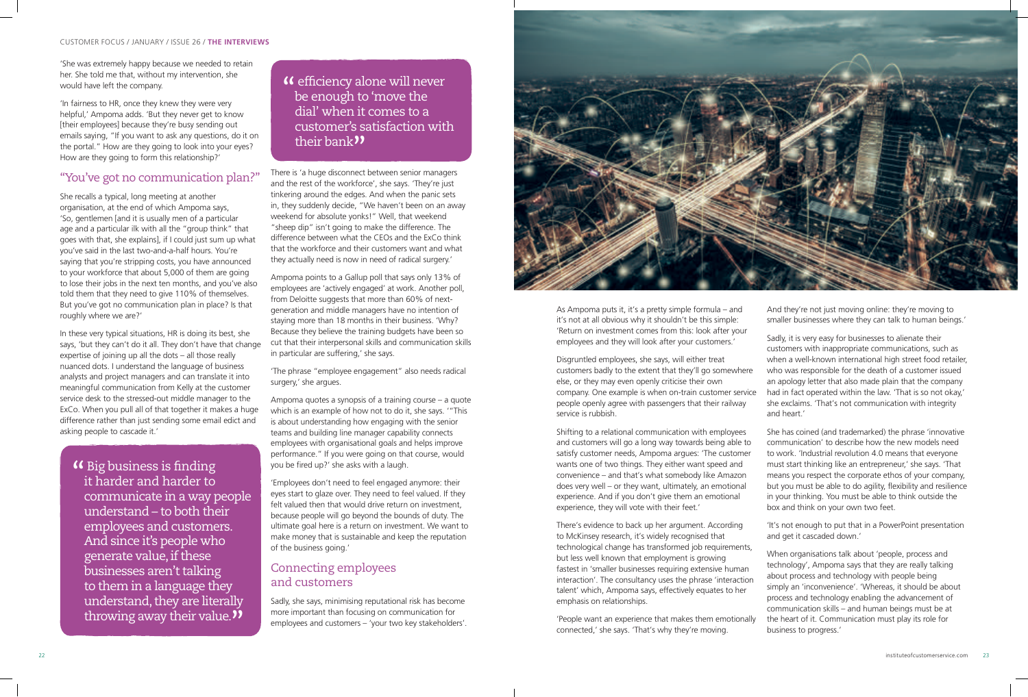'She was extremely happy because we needed to retain her. She told me that, without my intervention, she would have left the company.

'In fairness to HR, once they knew they were very helpful,' Ampoma adds. 'But they never get to know [their employees] because they're busy sending out emails saying, "If you want to ask any questions, do it on the portal." How are they going to look into your eyes? How are they going to form this relationship?'

## "You've got no communication plan?"

She recalls a typical, long meeting at another organisation, at the end of which Ampoma says, 'So, gentlemen [and it is usually men of a particular age and a particular ilk with all the "group think" that goes with that, she explains], if I could just sum up what you've said in the last two-and-a-half hours. You're saying that you're stripping costs, you have announced to your workforce that about 5,000 of them are going to lose their jobs in the next ten months, and you've also told them that they need to give 110% of themselves. But you've got no communication plan in place? Is that roughly where we are?'

In these very typical situations, HR is doing its best, she says, 'but they can't do it all. They don't have that change expertise of joining up all the dots – all those really nuanced dots. I understand the language of business analysts and project managers and can translate it into meaningful communication from Kelly at the customer service desk to the stressed-out middle manager to the ExCo. When you pull all of that together it makes a huge difference rather than just sending some email edict and asking people to cascade it.'

> "Big business is finding it harder and harder to communicate in a way people understand – to both their employees and customers. And since it's people who generate value, if these businesses aren't talking to them in a language they understand, they are literally throwing away their value."

> "efficiency alone will never be enough to 'move the dial' when it comes to a customer's satisfaction with their bank"

There is 'a huge disconnect between senior managers and the rest of the workforce', she says. 'They're just tinkering around the edges. And when the panic sets in, they suddenly decide, "We haven't been on an away weekend for absolute yonks!" Well, that weekend "sheep dip" isn't going to make the difference. The difference between what the CEOs and the ExCo think that the workforce and their customers want and what they actually need is now in need of radical surgery.'

Ampoma points to a Gallup poll that says only 13% of employees are 'actively engaged' at work. Another poll, from Deloitte suggests that more than 60% of next-generation and middle managers have no intention of staying more than 18 months in their business. 'Why? Because they believe the training budgets have been so cut that their interpersonal skills and communication skills in particular are suffering,' she says.

'The phrase "employee engagement" also needs radical surgery,' she argues.

Ampoma quotes a synopsis of a training course – a quote which is an example of how not to do it, she says. '"This is about understanding how engaging with the senior teams and building line manager capability connects employees with organisational goals and helps improve performance." If you were going on that course, would you be fired up?' she asks with a laugh.

'Employees don't need to feel engaged anymore: their eyes start to glaze over. They need to feel valued. If they felt valued then that would drive return on investment, because people will go beyond the bounds of duty. The ultimate goal here is a return on investment. We want to make money that is sustainable and keep the reputation of the business going.'

## Connecting employees and customers

Sadly, she says, minimising reputational risk has become more important than focusing on communication for employees and customers – 'your two key stakeholders'. As Ampoma puts it, it's a pretty simple formula – and it's not at all obvious why it shouldn't be this simple: 'Return on investment comes from this: look after your employees and they will look after your customers.'

Disgruntled employees, she says, will either treat customers badly to the extent that they'll go somewhere else, or they may even openly criticise their own company. One example is when on-train customer service people openly agree with passengers that their railway service is rubbish.

Shifting to a relational communication with employees and customers will go a long way towards being able to satisfy customer needs, Ampoma argues: 'The customer wants one of two things. They either want speed and convenience – and that's what somebody like Amazon does very well – or they want, ultimately, an emotional experience. And if you don't give them an emotional experience, they will vote with their feet.'

There's evidence to back up her argument. According to McKinsey research, it's widely recognised that technological change has transformed job requirements, but less well known that employment is growing fastest in 'smaller businesses requiring extensive human interaction'. The consultancy uses the phrase 'interaction talent' which, Ampoma says, effectively equates to her emphasis on relationships.

'People want an experience that makes them emotionally connected,' she says. 'That's why they're moving. And they're not just moving online: they're moving to smaller businesses where they can talk to human beings.'

Sadly, it is very easy for businesses to alienate their customers with inappropriate communications, such as when a well-known international high street food retailer, who was responsible for the death of a customer issued an apology letter that also made plain that the company had in fact operated within the law. 'That is so not okay,' she exclaims. 'That's not communication with integrity and heart.'

She has coined (and trademarked) the phrase 'innovative communication' to describe how the new models need to work. 'Industrial revolution 4.0 means that everyone must start thinking like an entrepreneur,' she says. 'That means you respect the corporate ethos of your company, but you must be able to do agility, flexibility and resilience in your thinking. You must be able to think outside the box and think on your own two feet.

'It's not enough to put that in a PowerPoint presentation and get it cascaded down.'

When organisations talk about 'people, process and technology', Ampoma says that they are really talking about process and technology with people being simply an 'inconvenience'. 'Whereas, it should be about process and technology enabling the advancement of communication skills – and human beings must be at the heart of it. Communication must play its role for business to progress.'